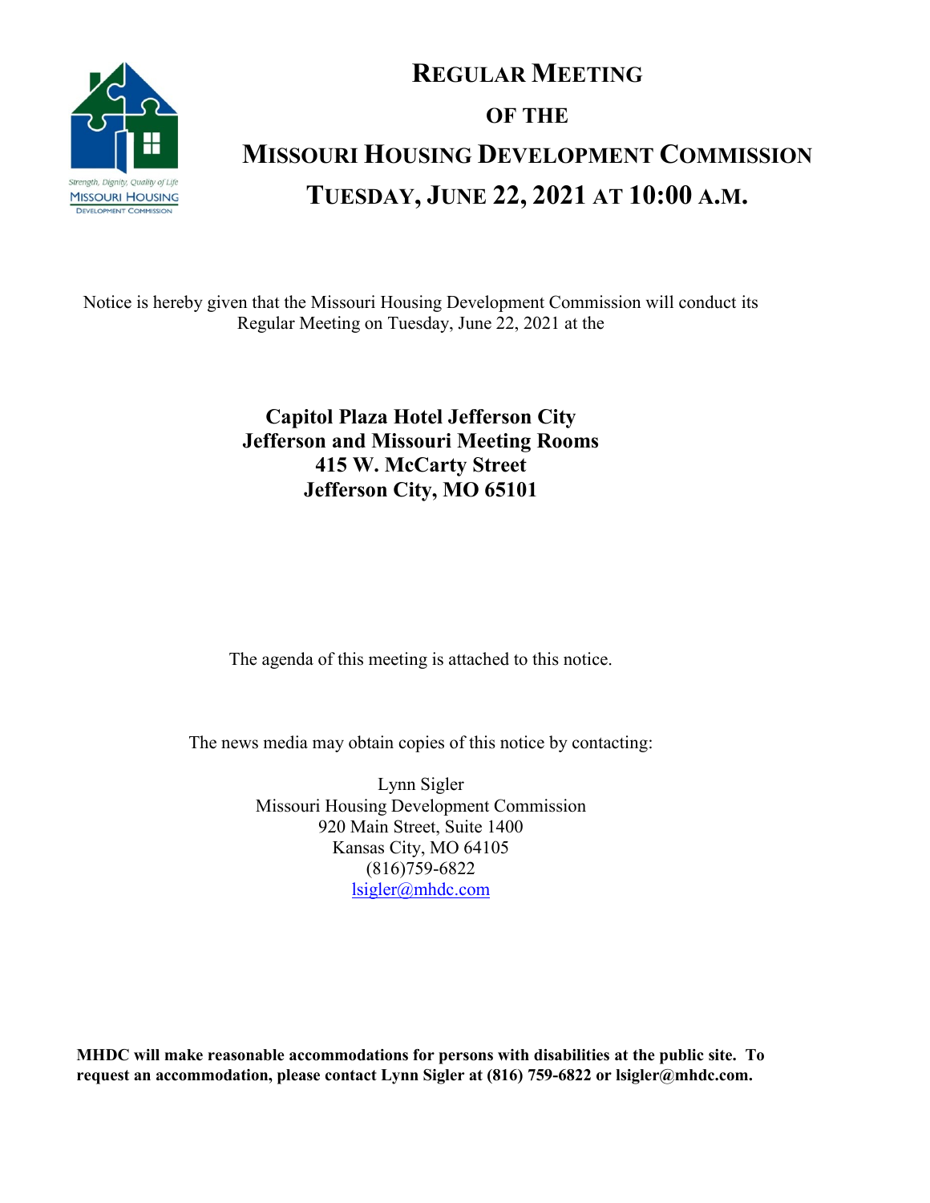# REGULAR MEETING
# OF THE
# MISSOURI HOUSING DEVELOPMENT COMMISSION
# TUESDAY, JUNE 22, 2021 AT 10:00 A.M.

Notice is hereby given that the Missouri Housing Development Commission will conduct its Regular Meeting on Tuesday, June 22, 2021 at the

**Capitol Plaza Hotel Jefferson City**
**Jefferson and Missouri Meeting Rooms**
**415 W. McCarty Street**
**Jefferson City, MO 65101**

The agenda of this meeting is attached to this notice.

The news media may obtain copies of this notice by contacting:

Lynn Sigler
Missouri Housing Development Commission
920 Main Street, Suite 1400
Kansas City, MO 64105
(816)759-6822
lsigler@mhdc.com

**MHDC will make reasonable accommodations for persons with disabilities at the public site. To request an accommodation, please contact Lynn Sigler at (816) 759-6822 or lsigler@mhdc.com.**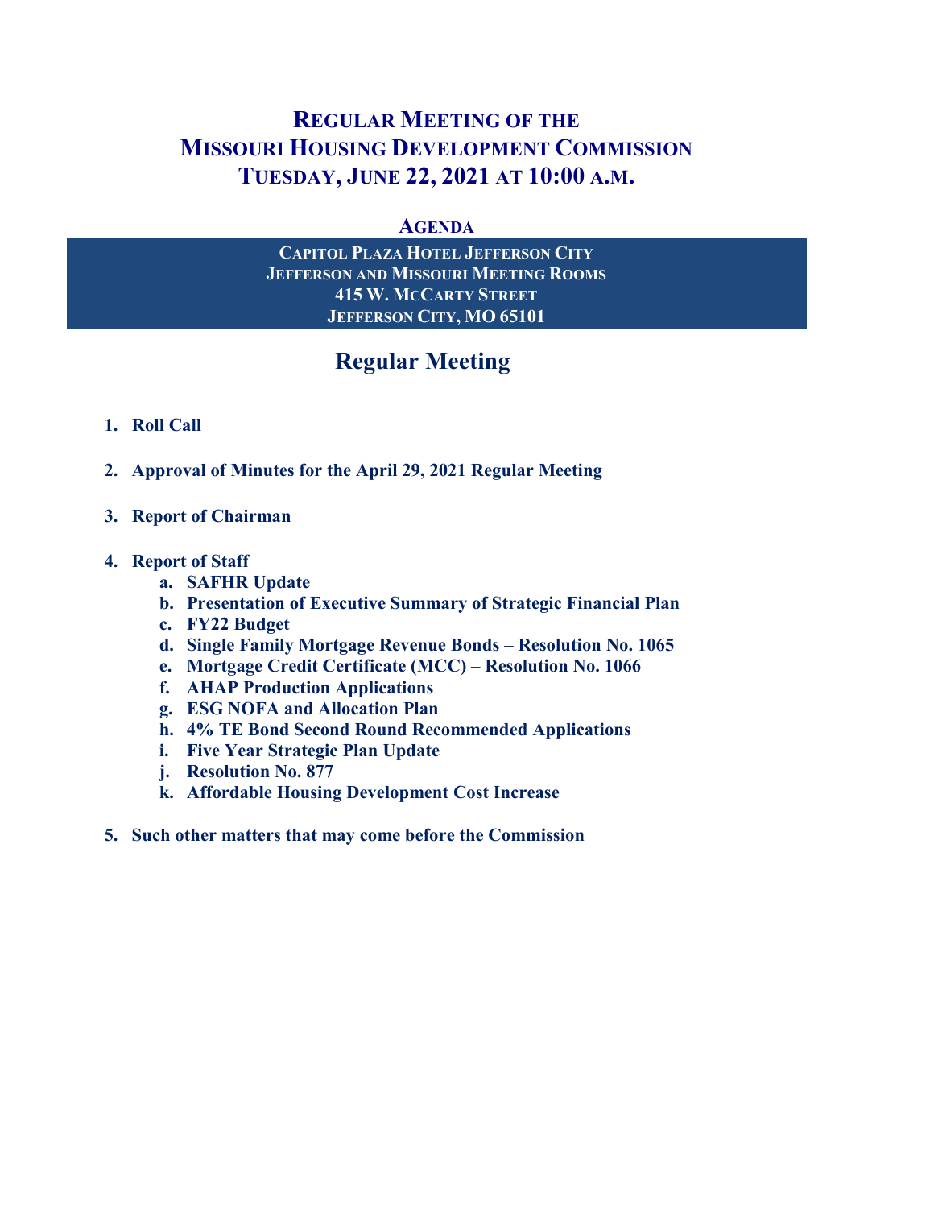# Regular Meeting of the Missouri Housing Development Commission
# Tuesday, June 22, 2021 at 10:00 a.m.

## Agenda

**Capitol Plaza Hotel Jefferson City**
**Jefferson and Missouri Meeting Rooms**
**415 W. McCarty Street**
**Jefferson City, MO 65101**

## Regular Meeting

1. **Roll Call**
2. **Approval of Minutes for the April 29, 2021 Regular Meeting**
3. **Report of Chairman**
4. **Report of Staff**
   a. **SAFHR Update**
   b. **Presentation of Executive Summary of Strategic Financial Plan**
   c. **FY22 Budget**
   d. **Single Family Mortgage Revenue Bonds – Resolution No. 1065**
   e. **Mortgage Credit Certificate (MCC) – Resolution No. 1066**
   f. **AHAP Production Applications**
   g. **ESG NOFA and Allocation Plan**
   h. **4% TE Bond Second Round Recommended Applications**
   i. **Five Year Strategic Plan Update**
   j. **Resolution No. 877**
   k. **Affordable Housing Development Cost Increase**
5. **Such other matters that may come before the Commission**